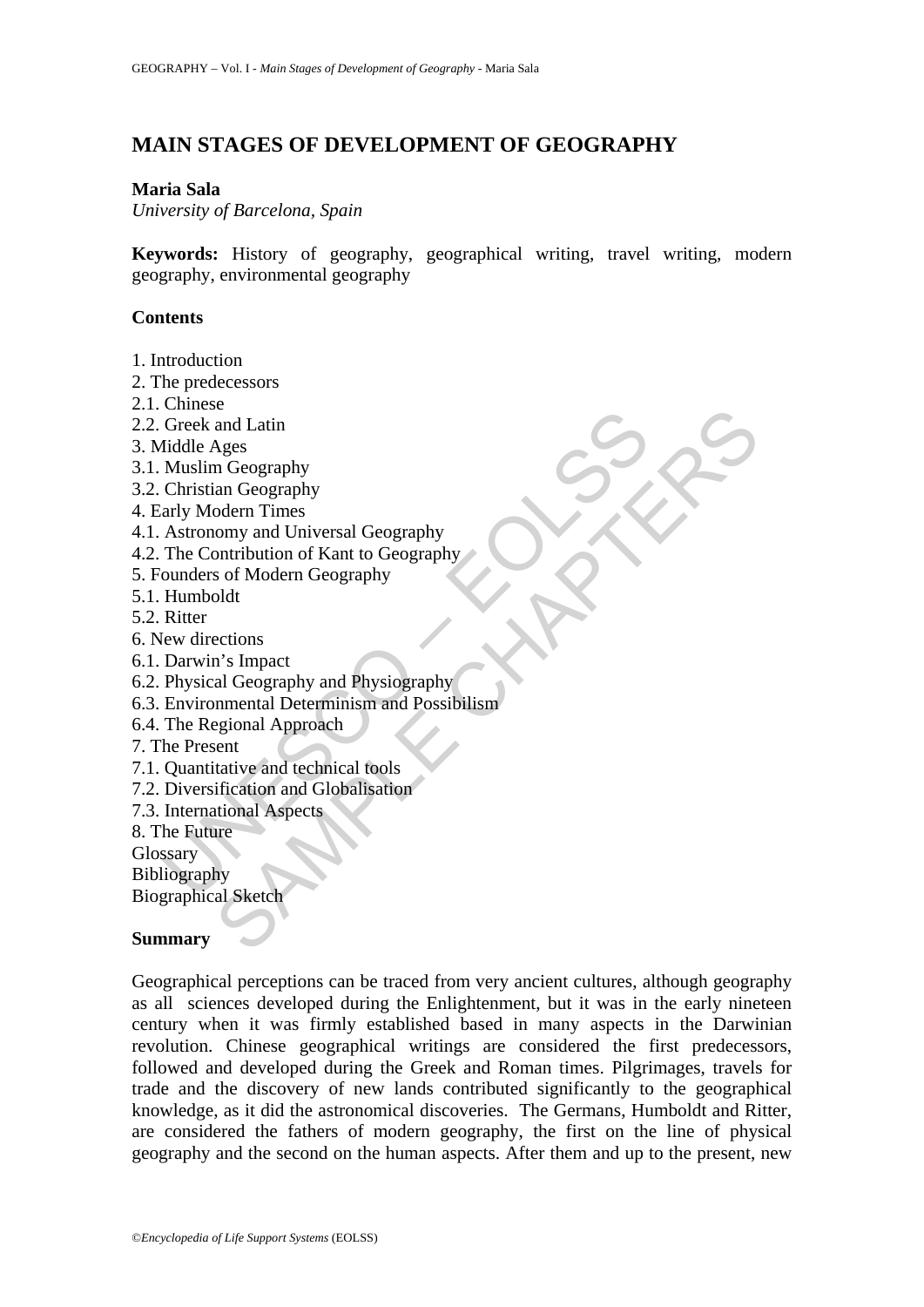# MAIN STAGES OF DEVELOPMENT OF GEOGRAPHY

**Maria Sala**
*University of Barcelona, Spain*

**Keywords:** History of geography, geographical writing, travel writing, modern geography, environmental geography

**Contents**

1. Introduction
2. The predecessors
2.1. Chinese
2.2. Greek and Latin
3. Middle Ages
3.1. Muslim Geography
3.2. Christian Geography
4. Early Modern Times
4.1. Astronomy and Universal Geography
4.2. The Contribution of Kant to Geography
5. Founders of Modern Geography
5.1. Humboldt
5.2. Ritter
6. New directions
6.1. Darwin's Impact
6.2. Physical Geography and Physiography
6.3. Environmental Determinism and Possibilism
6.4. The Regional Approach
7. The Present
7.1. Quantitative and technical tools
7.2. Diversification and Globalisation
7.3. International Aspects
8. The Future

Glossary
Bibliography
Biographical Sketch

**Summary**

Geographical perceptions can be traced from very ancient cultures, although geography as all sciences developed during the Enlightenment, but it was in the early nineteen century when it was firmly established based in many aspects in the Darwinian revolution. Chinese geographical writings are considered the first predecessors, followed and developed during the Greek and Roman times. Pilgrimages, travels for trade and the discovery of new lands contributed significantly to the geographical knowledge, as it did the astronomical discoveries. The Germans, Humboldt and Ritter, are considered the fathers of modern geography, the first on the line of physical geography and the second on the human aspects. After them and up to the present, new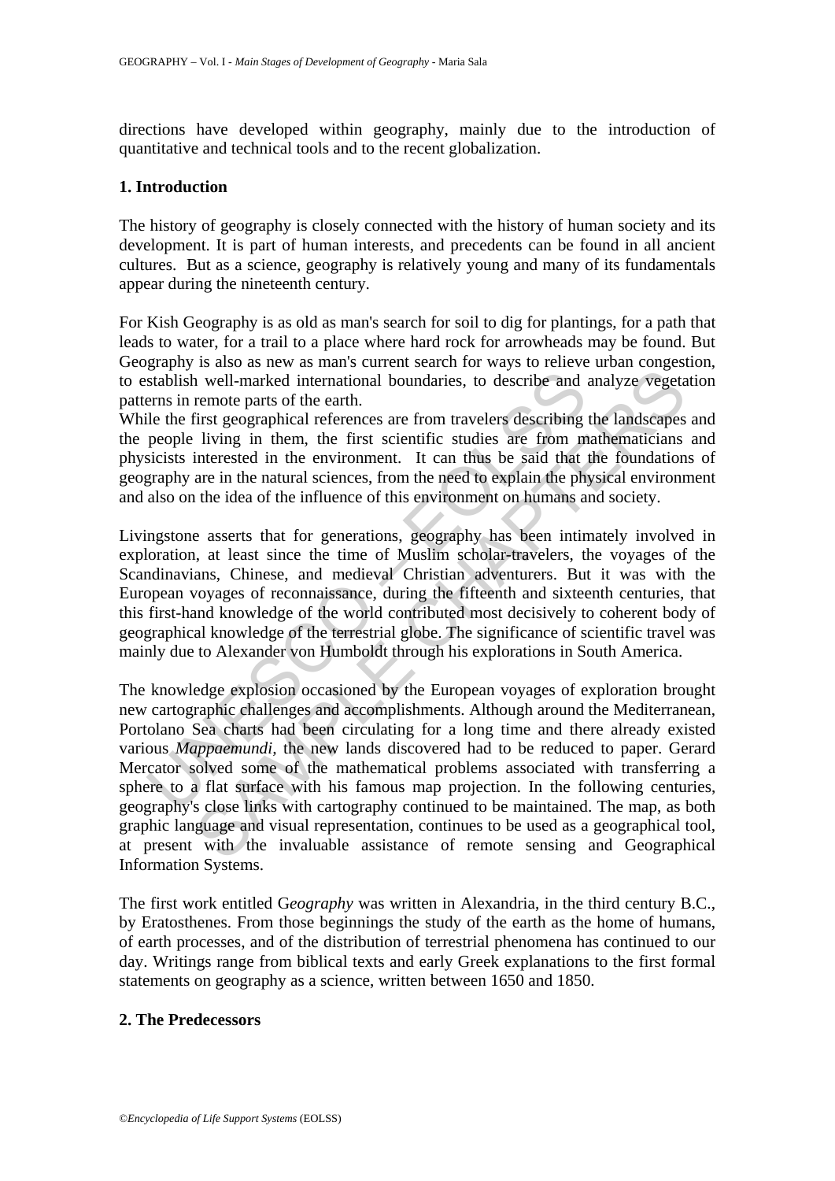directions have developed within geography, mainly due to the introduction of quantitative and technical tools and to the recent globalization.

## 1. Introduction

The history of geography is closely connected with the history of human society and its development. It is part of human interests, and precedents can be found in all ancient cultures. But as a science, geography is relatively young and many of its fundamentals appear during the nineteenth century.

For Kish Geography is as old as man's search for soil to dig for plantings, for a path that leads to water, for a trail to a place where hard rock for arrowheads may be found. But Geography is also as new as man's current search for ways to relieve urban congestion, to establish well-marked international boundaries, to describe and analyze vegetation patterns in remote parts of the earth.
While the first geographical references are from travelers describing the landscapes and the people living in them, the first scientific studies are from mathematicians and physicists interested in the environment. It can thus be said that the foundations of geography are in the natural sciences, from the need to explain the physical environment and also on the idea of the influence of this environment on humans and society.

Livingstone asserts that for generations, geography has been intimately involved in exploration, at least since the time of Muslim scholar-travelers, the voyages of the Scandinavians, Chinese, and medieval Christian adventurers. But it was with the European voyages of reconnaissance, during the fifteenth and sixteenth centuries, that this first-hand knowledge of the world contributed most decisively to coherent body of geographical knowledge of the terrestrial globe. The significance of scientific travel was mainly due to Alexander von Humboldt through his explorations in South America.

The knowledge explosion occasioned by the European voyages of exploration brought new cartographic challenges and accomplishments. Although around the Mediterranean, Portolano Sea charts had been circulating for a long time and there already existed various *Mappaemundi,* the new lands discovered had to be reduced to paper. Gerard Mercator solved some of the mathematical problems associated with transferring a sphere to a flat surface with his famous map projection. In the following centuries, geography's close links with cartography continued to be maintained. The map, as both graphic language and visual representation, continues to be used as a geographical tool, at present with the invaluable assistance of remote sensing and Geographical Information Systems.

The first work entitled G*eography* was written in Alexandria, in the third century B.C., by Eratosthenes. From those beginnings the study of the earth as the home of humans, of earth processes, and of the distribution of terrestrial phenomena has continued to our day. Writings range from biblical texts and early Greek explanations to the first formal statements on geography as a science, written between 1650 and 1850.

## 2. The Predecessors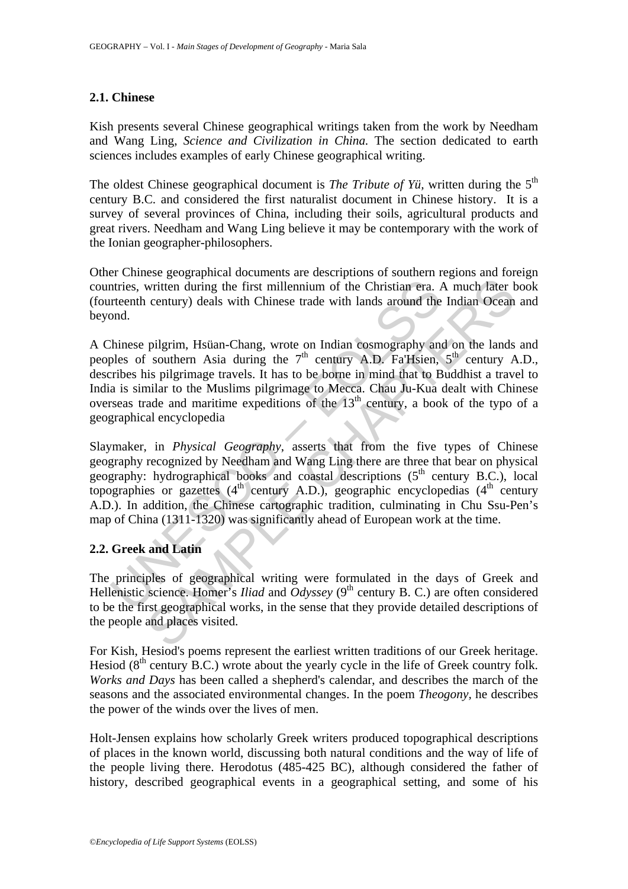### 2.1. Chinese

Kish presents several Chinese geographical writings taken from the work by Needham and Wang Ling, *Science and Civilization in China.* The section dedicated to earth sciences includes examples of early Chinese geographical writing.

The oldest Chinese geographical document is *The Tribute of Yü*, written during the 5th century B.C. and considered the first naturalist document in Chinese history. It is a survey of several provinces of China, including their soils, agricultural products and great rivers. Needham and Wang Ling believe it may be contemporary with the work of the Ionian geographer-philosophers.

Other Chinese geographical documents are descriptions of southern regions and foreign countries, written during the first millennium of the Christian era. A much later book (fourteenth century) deals with Chinese trade with lands around the Indian Ocean and beyond.

A Chinese pilgrim, Hsüan-Chang, wrote on Indian cosmography and on the lands and peoples of southern Asia during the 7th century A.D. Fa'Hsien, 5th century A.D., describes his pilgrimage travels. It has to be borne in mind that to Buddhist a travel to India is similar to the Muslims pilgrimage to Mecca. Chau Ju-Kua dealt with Chinese overseas trade and maritime expeditions of the 13th century, a book of the typo of a geographical encyclopedia

Slaymaker, in *Physical Geography*, asserts that from the five types of Chinese geography recognized by Needham and Wang Ling there are three that bear on physical geography: hydrographical books and coastal descriptions (5th century B.C.), local topographies or gazettes (4th century A.D.), geographic encyclopedias (4th century A.D.). In addition, the Chinese cartographic tradition, culminating in Chu Ssu-Pen's map of China (1311-1320) was significantly ahead of European work at the time.

### 2.2. Greek and Latin

The principles of geographical writing were formulated in the days of Greek and Hellenistic science. Homer's *Iliad* and *Odyssey* (9th century B. C.) are often considered to be the first geographical works, in the sense that they provide detailed descriptions of the people and places visited.

For Kish, Hesiod's poems represent the earliest written traditions of our Greek heritage. Hesiod (8th century B.C.) wrote about the yearly cycle in the life of Greek country folk. *Works and Days* has been called a shepherd's calendar, and describes the march of the seasons and the associated environmental changes. In the poem *Theogony*, he describes the power of the winds over the lives of men.

Holt-Jensen explains how scholarly Greek writers produced topographical descriptions of places in the known world, discussing both natural conditions and the way of life of the people living there. Herodotus (485-425 BC), although considered the father of history, described geographical events in a geographical setting, and some of his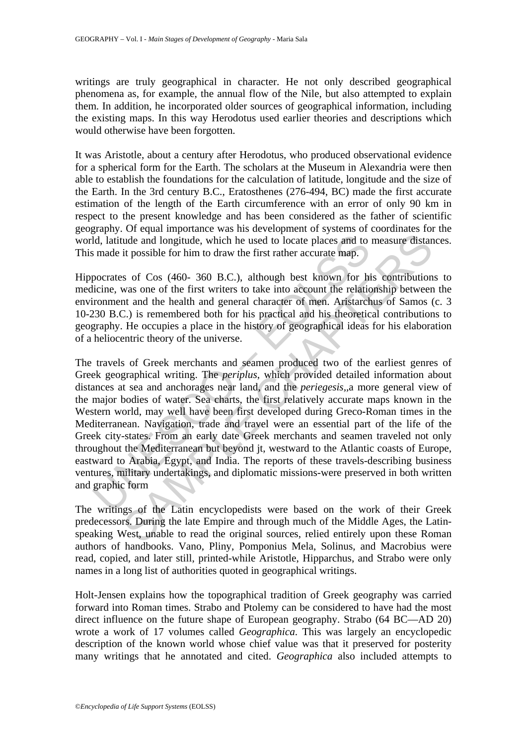writings are truly geographical in character. He not only described geographical phenomena as, for example, the annual flow of the Nile, but also attempted to explain them. In addition, he incorporated older sources of geographical information, including the existing maps. In this way Herodotus used earlier theories and descriptions which would otherwise have been forgotten.

It was Aristotle, about a century after Herodotus, who produced observational evidence for a spherical form for the Earth. The scholars at the Museum in Alexandria were then able to establish the foundations for the calculation of latitude, longitude and the size of the Earth. In the 3rd century B.C., Eratosthenes (276-494, BC) made the first accurate estimation of the length of the Earth circumference with an error of only 90 km in respect to the present knowledge and has been considered as the father of scientific geography. Of equal importance was his development of systems of coordinates for the world, latitude and longitude, which he used to locate places and to measure distances. This made it possible for him to draw the first rather accurate map.

Hippocrates of Cos (460- 360 B.C.), although best known for his contributions to medicine, was one of the first writers to take into account the relationship between the environment and the health and general character of men. Aristarchus of Samos (c. 3 10-230 B.C.) is remembered both for his practical and his theoretical contributions to geography. He occupies a place in the history of geographical ideas for his elaboration of a heliocentric theory of the universe.

The travels of Greek merchants and seamen produced two of the earliest genres of Greek geographical writing. The *periplus*, which provided detailed information about distances at sea and anchorages near land, and the *periegesis*,,a more general view of the major bodies of water. Sea charts, the first relatively accurate maps known in the Western world, may well have been first developed during Greco-Roman times in the Mediterranean. Navigation, trade and travel were an essential part of the life of the Greek city-states. From an early date Greek merchants and seamen traveled not only throughout the Mediterranean but beyond jt, westward to the Atlantic coasts of Europe, eastward to Arabia, Egypt, and India. The reports of these travels-describing business ventures, military undertakings, and diplomatic missions-were preserved in both written and graphic form

The writings of the Latin encyclopedists were based on the work of their Greek predecessors. During the late Empire and through much of the Middle Ages, the Latin-speaking West, unable to read the original sources, relied entirely upon these Roman authors of handbooks. Vano, Pliny, Pomponius Mela, Solinus, and Macrobius were read, copied, and later still, printed-while Aristotle, Hipparchus, and Strabo were only names in a long list of authorities quoted in geographical writings.

Holt-Jensen explains how the topographical tradition of Greek geography was carried forward into Roman times. Strabo and Ptolemy can be considered to have had the most direct influence on the future shape of European geography. Strabo (64 BC—AD 20) wrote a work of 17 volumes called *Geographica*. This was largely an encyclopedic description of the known world whose chief value was that it preserved for posterity many writings that he annotated and cited. *Geographica* also included attempts to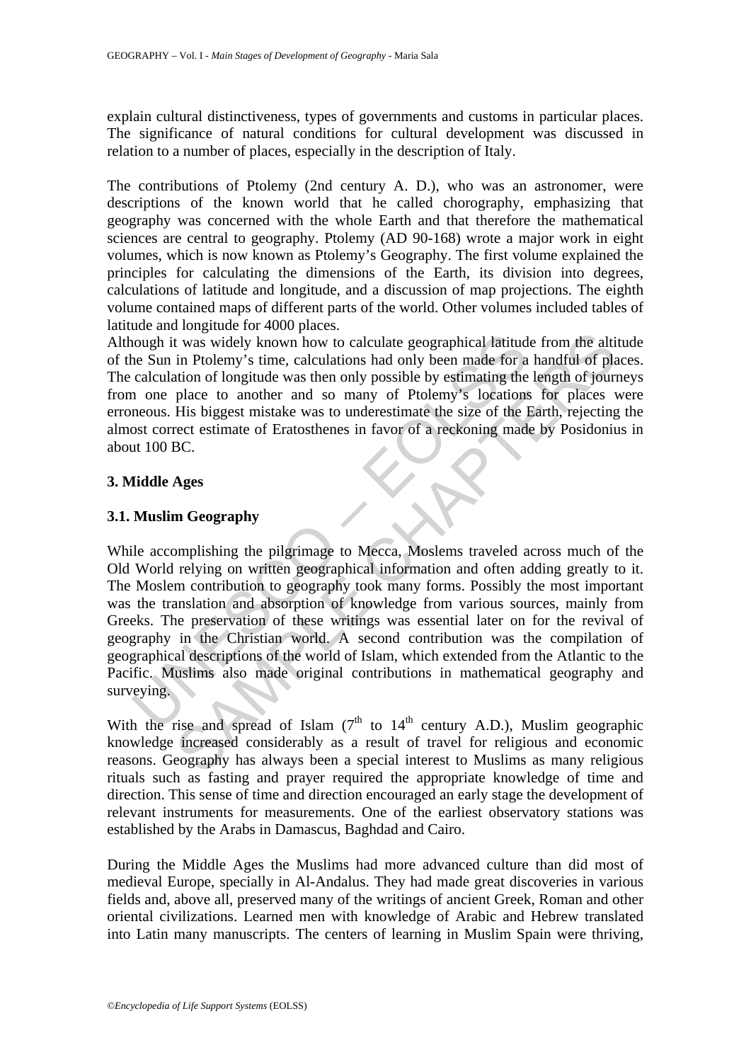explain cultural distinctiveness, types of governments and customs in particular places. The significance of natural conditions for cultural development was discussed in relation to a number of places, especially in the description of Italy.

The contributions of Ptolemy (2nd century A. D.), who was an astronomer, were descriptions of the known world that he called chorography, emphasizing that geography was concerned with the whole Earth and that therefore the mathematical sciences are central to geography. Ptolemy (AD 90-168) wrote a major work in eight volumes, which is now known as Ptolemy's Geography. The first volume explained the principles for calculating the dimensions of the Earth, its division into degrees, calculations of latitude and longitude, and a discussion of map projections. The eighth volume contained maps of different parts of the world. Other volumes included tables of latitude and longitude for 4000 places.
Although it was widely known how to calculate geographical latitude from the altitude of the Sun in Ptolemy's time, calculations had only been made for a handful of places. The calculation of longitude was then only possible by estimating the length of journeys from one place to another and so many of Ptolemy's locations for places were erroneous. His biggest mistake was to underestimate the size of the Earth, rejecting the almost correct estimate of Eratosthenes in favor of a reckoning made by Posidonius in about 100 BC.

## 3. Middle Ages

### 3.1. Muslim Geography

While accomplishing the pilgrimage to Mecca, Moslems traveled across much of the Old World relying on written geographical information and often adding greatly to it. The Moslem contribution to geography took many forms. Possibly the most important was the translation and absorption of knowledge from various sources, mainly from Greeks. The preservation of these writings was essential later on for the revival of geography in the Christian world. A second contribution was the compilation of geographical descriptions of the world of Islam, which extended from the Atlantic to the Pacific. Muslims also made original contributions in mathematical geography and surveying.

With the rise and spread of Islam (7$^{th}$ to 14$^{th}$ century A.D.), Muslim geographic knowledge increased considerably as a result of travel for religious and economic reasons. Geography has always been a special interest to Muslims as many religious rituals such as fasting and prayer required the appropriate knowledge of time and direction. This sense of time and direction encouraged an early stage the development of relevant instruments for measurements. One of the earliest observatory stations was established by the Arabs in Damascus, Baghdad and Cairo.

During the Middle Ages the Muslims had more advanced culture than did most of medieval Europe, specially in Al-Andalus. They had made great discoveries in various fields and, above all, preserved many of the writings of ancient Greek, Roman and other oriental civilizations. Learned men with knowledge of Arabic and Hebrew translated into Latin many manuscripts. The centers of learning in Muslim Spain were thriving,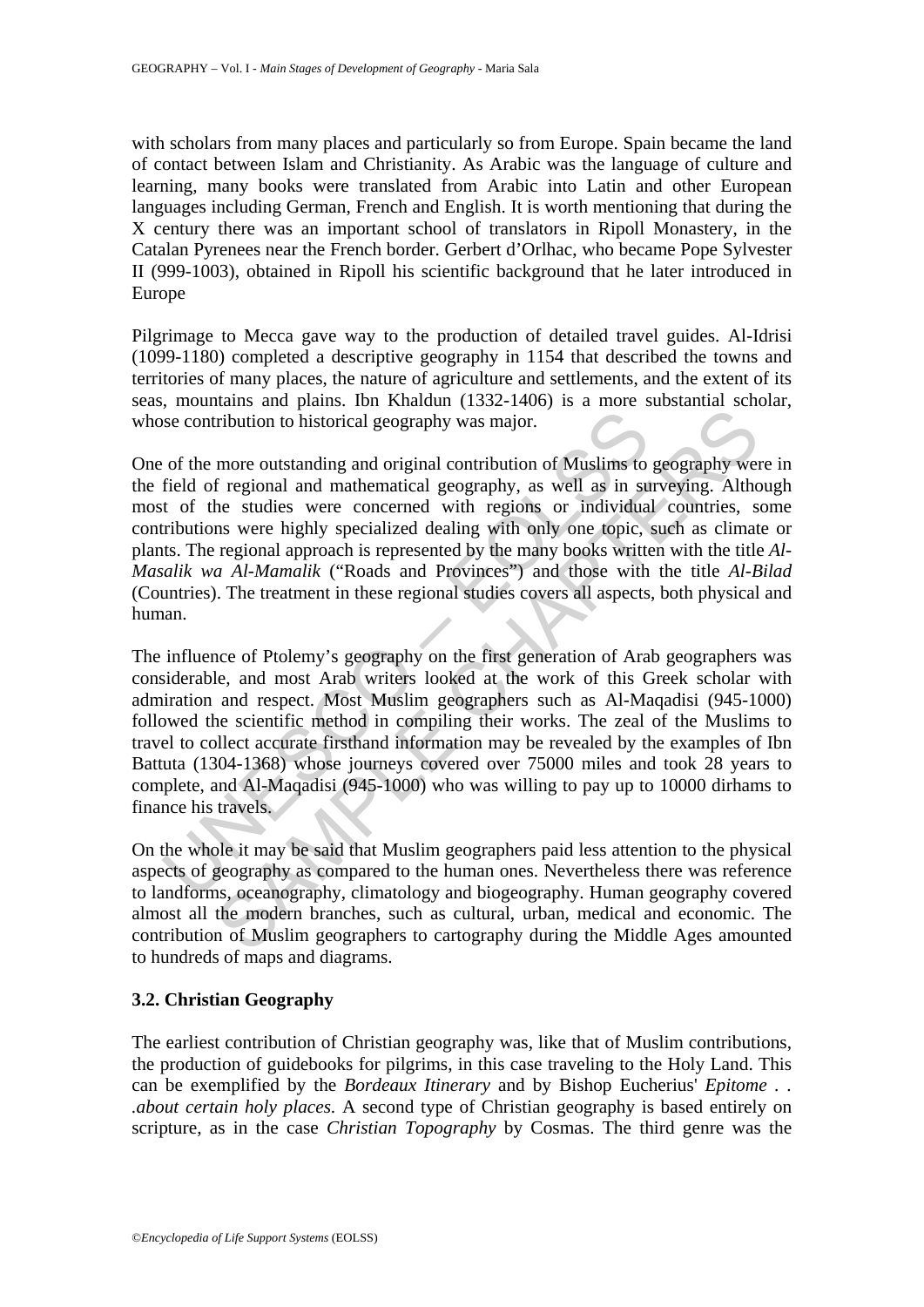with scholars from many places and particularly so from Europe. Spain became the land of contact between Islam and Christianity. As Arabic was the language of culture and learning, many books were translated from Arabic into Latin and other European languages including German, French and English. It is worth mentioning that during the X century there was an important school of translators in Ripoll Monastery, in the Catalan Pyrenees near the French border. Gerbert d'Orlhac, who became Pope Sylvester II (999-1003), obtained in Ripoll his scientific background that he later introduced in Europe

Pilgrimage to Mecca gave way to the production of detailed travel guides. Al-Idrisi (1099-1180) completed a descriptive geography in 1154 that described the towns and territories of many places, the nature of agriculture and settlements, and the extent of its seas, mountains and plains. Ibn Khaldun (1332-1406) is a more substantial scholar, whose contribution to historical geography was major.

One of the more outstanding and original contribution of Muslims to geography were in the field of regional and mathematical geography, as well as in surveying. Although most of the studies were concerned with regions or individual countries, some contributions were highly specialized dealing with only one topic, such as climate or plants. The regional approach is represented by the many books written with the title *Al-Masalik wa Al-Mamalik* ("Roads and Provinces") and those with the title *Al-Bilad* (Countries). The treatment in these regional studies covers all aspects, both physical and human.

The influence of Ptolemy's geography on the first generation of Arab geographers was considerable, and most Arab writers looked at the work of this Greek scholar with admiration and respect. Most Muslim geographers such as Al-Maqadisi (945-1000) followed the scientific method in compiling their works. The zeal of the Muslims to travel to collect accurate firsthand information may be revealed by the examples of Ibn Battuta (1304-1368) whose journeys covered over 75000 miles and took 28 years to complete, and Al-Maqadisi (945-1000) who was willing to pay up to 10000 dirhams to finance his travels.

On the whole it may be said that Muslim geographers paid less attention to the physical aspects of geography as compared to the human ones. Nevertheless there was reference to landforms, oceanography, climatology and biogeography. Human geography covered almost all the modern branches, such as cultural, urban, medical and economic. The contribution of Muslim geographers to cartography during the Middle Ages amounted to hundreds of maps and diagrams.

### 3.2. Christian Geography

The earliest contribution of Christian geography was, like that of Muslim contributions, the production of guidebooks for pilgrims, in this case traveling to the Holy Land. This can be exemplified by the *Bordeaux Itinerary* and by Bishop Eucherius' *Epitome . . .about certain holy places.* A second type of Christian geography is based entirely on scripture, as in the case *Christian Topography* by Cosmas. The third genre was the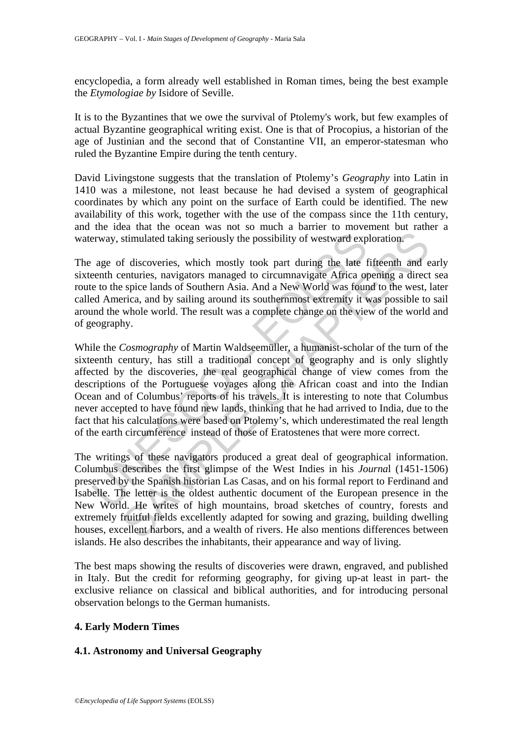encyclopedia, a form already well established in Roman times, being the best example the *Etymologiae by* Isidore of Seville.

It is to the Byzantines that we owe the survival of Ptolemy's work, but few examples of actual Byzantine geographical writing exist. One is that of Procopius, a historian of the age of Justinian and the second that of Constantine VII, an emperor-statesman who ruled the Byzantine Empire during the tenth century.

David Livingstone suggests that the translation of Ptolemy's *Geography* into Latin in 1410 was a milestone, not least because he had devised a system of geographical coordinates by which any point on the surface of Earth could be identified. The new availability of this work, together with the use of the compass since the 11th century, and the idea that the ocean was not so much a barrier to movement but rather a waterway, stimulated taking seriously the possibility of westward exploration.

The age of discoveries, which mostly took part during the late fifteenth and early sixteenth centuries, navigators managed to circumnavigate Africa opening a direct sea route to the spice lands of Southern Asia. And a New World was found to the west, later called America, and by sailing around its southernmost extremity it was possible to sail around the whole world. The result was a complete change on the view of the world and of geography.

While the *Cosmography* of Martin Waldseemüller, a humanist-scholar of the turn of the sixteenth century, has still a traditional concept of geography and is only slightly affected by the discoveries, the real geographical change of view comes from the descriptions of the Portuguese voyages along the African coast and into the Indian Ocean and of Columbus' reports of his travels. It is interesting to note that Columbus never accepted to have found new lands, thinking that he had arrived to India, due to the fact that his calculations were based on Ptolemy's, which underestimated the real length of the earth circumference instead of those of Eratostenes that were more correct.

The writings of these navigators produced a great deal of geographical information. Columbus describes the first glimpse of the West Indies in his *Journa*l (1451-1506) preserved by the Spanish historian Las Casas, and on his formal report to Ferdinand and Isabelle. The letter is the oldest authentic document of the European presence in the New World. He writes of high mountains, broad sketches of country, forests and extremely fruitful fields excellently adapted for sowing and grazing, building dwelling houses, excellent harbors, and a wealth of rivers. He also mentions differences between islands. He also describes the inhabitants, their appearance and way of living.

The best maps showing the results of discoveries were drawn, engraved, and published in Italy. But the credit for reforming geography, for giving up-at least in part- the exclusive reliance on classical and biblical authorities, and for introducing personal observation belongs to the German humanists.

## 4. Early Modern Times

### 4.1. Astronomy and Universal Geography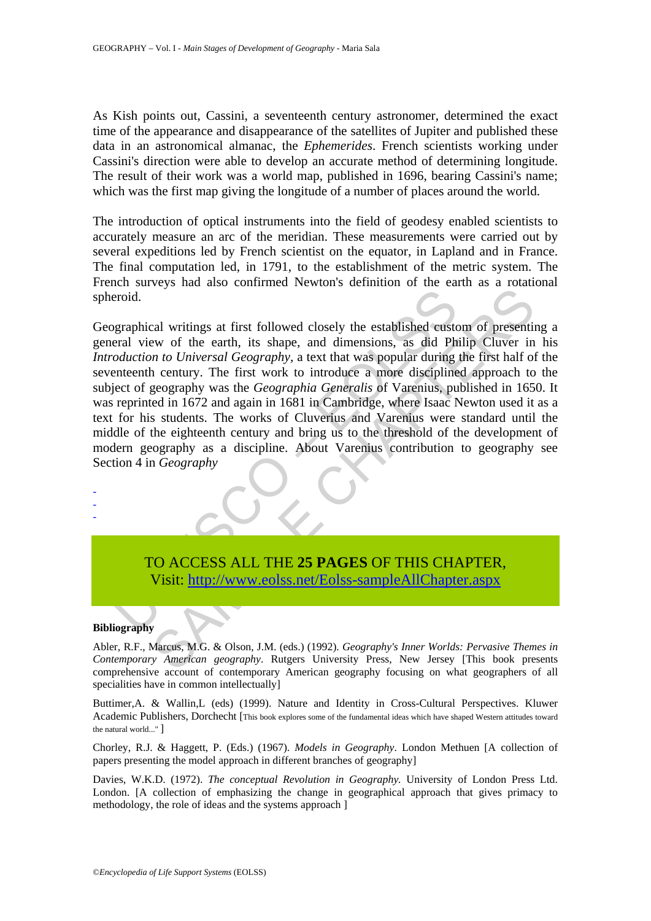As Kish points out, Cassini, a seventeenth century astronomer, determined the exact time of the appearance and disappearance of the satellites of Jupiter and published these data in an astronomical almanac, the *Ephemerides*. French scientists working under Cassini's direction were able to develop an accurate method of determining longitude. The result of their work was a world map, published in 1696, bearing Cassini's name; which was the first map giving the longitude of a number of places around the world.

The introduction of optical instruments into the field of geodesy enabled scientists to accurately measure an arc of the meridian. These measurements were carried out by several expeditions led by French scientist on the equator, in Lapland and in France. The final computation led, in 1791, to the establishment of the metric system. The French surveys had also confirmed Newton's definition of the earth as a rotational spheroid.

Geographical writings at first followed closely the established custom of presenting a general view of the earth, its shape, and dimensions, as did Philip Cluver in his *Introduction to Universal Geography*, a text that was popular during the first half of the seventeenth century. The first work to introduce a more disciplined approach to the subject of geography was the *Geographia Generalis* of Varenius, published in 1650. It was reprinted in 1672 and again in 1681 in Cambridge, where Isaac Newton used it as a text for his students. The works of Cluverius and Varenius were standard until the middle of the eighteenth century and bring us to the threshold of the development of modern geography as a discipline. About Varenius contribution to geography see Section 4 in *Geography*

-
-
-

TO ACCESS ALL THE **25 PAGES** OF THIS CHAPTER,
Visit: http://www.eolss.net/Eolss-sampleAllChapter.aspx

**Bibliography**

Abler, R.F., Marcus, M.G. & Olson, J.M. (eds.) (1992). *Geography's Inner Worlds: Pervasive Themes in Contemporary American geography*. Rutgers University Press, New Jersey [This book presents comprehensive account of contemporary American geography focusing on what geographers of all specialities have in common intellectually]

Buttimer,A. & Wallin,L (eds) (1999). Nature and Identity in Cross-Cultural Perspectives. Kluwer Academic Publishers, Dorchecht [This book explores some of the fundamental ideas which have shaped Western attitudes toward the natural world..." ]

Chorley, R.J. & Haggett, P. (Eds.) (1967). *Models in Geography*. London Methuen [A collection of papers presenting the model approach in different branches of geography]

Davies, W.K.D. (1972). *The conceptual Revolution in Geography.* University of London Press Ltd. London. [A collection of emphasizing the change in geographical approach that gives primacy to methodology, the role of ideas and the systems approach ]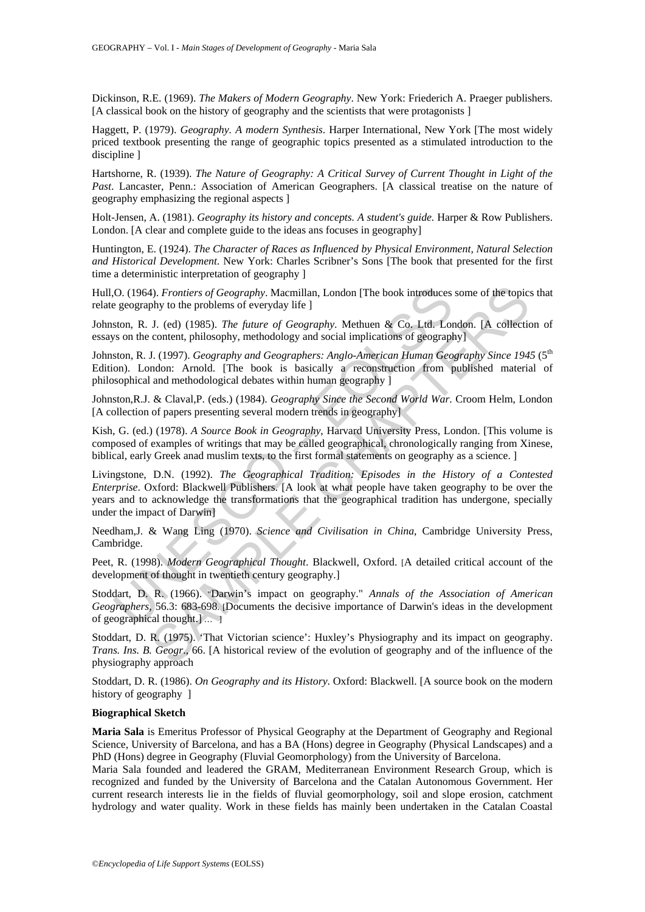Dickinson, R.E. (1969). *The Makers of Modern Geography*. New York: Friederich A. Praeger publishers. [A classical book on the history of geography and the scientists that were protagonists ]

Haggett, P. (1979). *Geography. A modern Synthesis*. Harper International, New York [The most widely priced textbook presenting the range of geographic topics presented as a stimulated introduction to the discipline ]

Hartshorne, R. (1939). *The Nature of Geography: A Critical Survey of Current Thought in Light of the Past*. Lancaster, Penn.: Association of American Geographers. [A classical treatise on the nature of geography emphasizing the regional aspects ]

Holt-Jensen, A. (1981). *Geography its history and concepts. A student's guide.* Harper & Row Publishers. London. [A clear and complete guide to the ideas ans focuses in geography]

Huntington, E. (1924). *The Character of Races as Influenced by Physical Environment, Natural Selection and Historical Development*. New York: Charles Scribner's Sons [The book that presented for the first time a deterministic interpretation of geography ]

Hull,O. (1964). *Frontiers of Geography*. Macmillan, London [The book introduces some of the topics that relate geography to the problems of everyday life ]

Johnston, R. J. (ed) (1985). *The future of Geography*. Methuen & Co. Ltd. London. [A collection of essays on the content, philosophy, methodology and social implications of geography]

Johnston, R. J. (1997). *Geography and Geographers: Anglo-American Human Geography Since 1945* (5th Edition). London: Arnold. [The book is basically a reconstruction from published material of philosophical and methodological debates within human geography ]

Johnston,R.J. & Claval,P. (eds.) (1984). *Geography Since the Second World War*. Croom Helm, London [A collection of papers presenting several modern trends in geography]

Kish, G. (ed.) (1978). *A Source Book in Geography*, Harvard University Press, London. [This volume is composed of examples of writings that may be called geographical, chronologically ranging from Xinese, biblical, early Greek anad muslim texts, to the first formal statements on geography as a science. ]

Livingstone, D.N. (1992). *The Geographical Tradition: Episodes in the History of a Contested Enterprise*. Oxford: Blackwell Publishers. [A look at what people have taken geography to be over the years and to acknowledge the transformations that the geographical tradition has undergone, specially under the impact of Darwin]

Needham,J. & Wang Ling (1970). *Science and Civilisation in China*, Cambridge University Press, Cambridge.

Peet, R. (1998). *Modern Geographical Thought*. Blackwell, Oxford. [A detailed critical account of the development of thought in twentieth century geography.]

Stoddart, D. R. (1966). "Darwin's impact on geography." *Annals of the Association of American Geographers*, 56.3: 683-698. [Documents the decisive importance of Darwin's ideas in the development of geographical thought.] … ]

Stoddart, D. R. (1975). 'That Victorian science': Huxley's Physiography and its impact on geography. *Trans. Ins. B. Geogr.*, 66. [A historical review of the evolution of geography and of the influence of the physiography approach

Stoddart, D. R. (1986). *On Geography and its History*. Oxford: Blackwell. [A source book on the modern history of geography ]

**Biographical Sketch**

**Maria Sala** is Emeritus Professor of Physical Geography at the Department of Geography and Regional Science, University of Barcelona, and has a BA (Hons) degree in Geography (Physical Landscapes) and a PhD (Hons) degree in Geography (Fluvial Geomorphology) from the University of Barcelona.

Maria Sala founded and leadered the GRAM, Mediterranean Environment Research Group, which is recognized and funded by the University of Barcelona and the Catalan Autonomous Government. Her current research interests lie in the fields of fluvial geomorphology, soil and slope erosion, catchment hydrology and water quality. Work in these fields has mainly been undertaken in the Catalan Coastal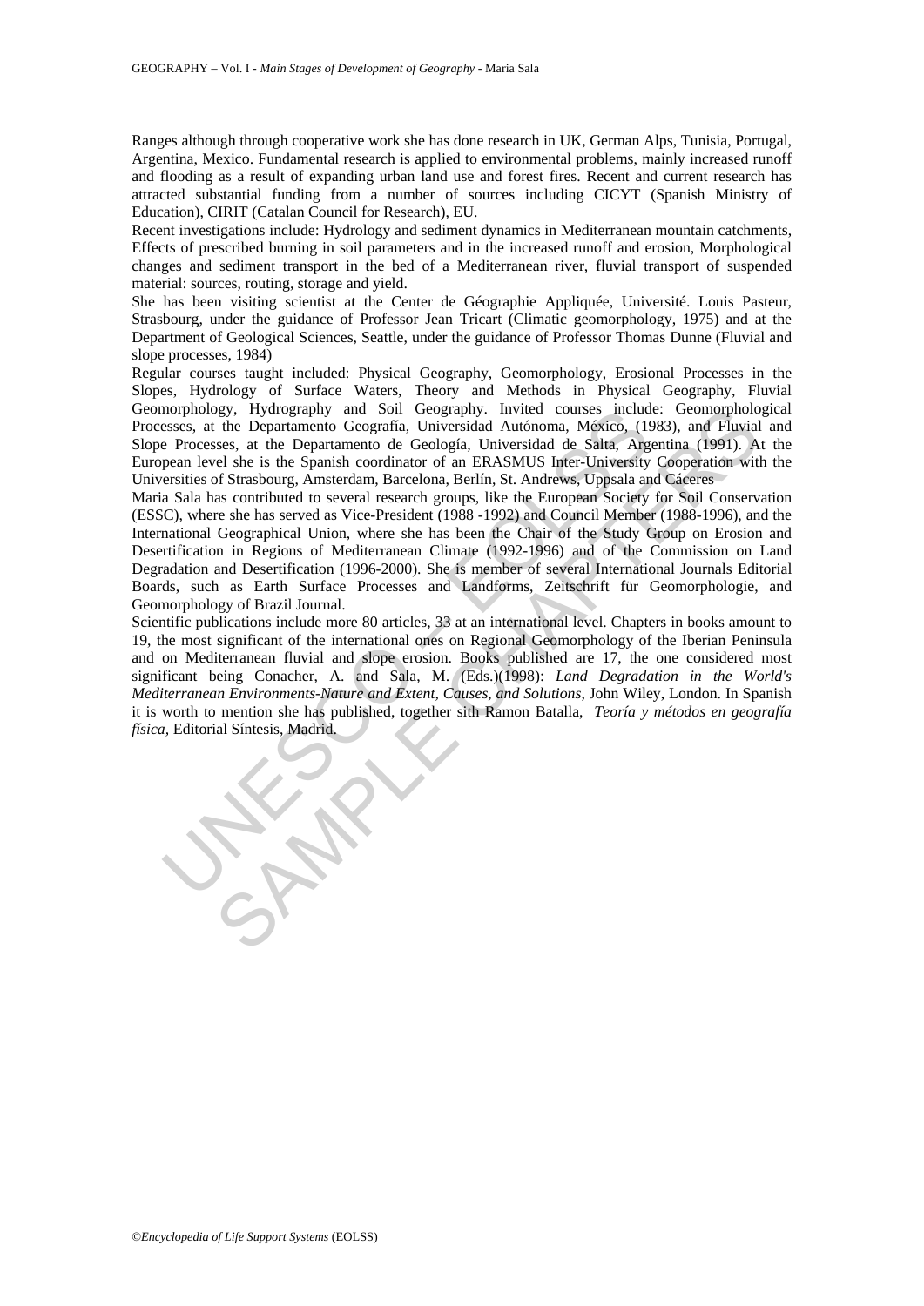Ranges although through cooperative work she has done research in UK, German Alps, Tunisia, Portugal, Argentina, Mexico. Fundamental research is applied to environmental problems, mainly increased runoff and flooding as a result of expanding urban land use and forest fires. Recent and current research has attracted substantial funding from a number of sources including CICYT (Spanish Ministry of Education), CIRIT (Catalan Council for Research), EU.

Recent investigations include: Hydrology and sediment dynamics in Mediterranean mountain catchments, Effects of prescribed burning in soil parameters and in the increased runoff and erosion, Morphological changes and sediment transport in the bed of a Mediterranean river, fluvial transport of suspended material: sources, routing, storage and yield.

She has been visiting scientist at the Center de Géographie Appliquée, Université. Louis Pasteur, Strasbourg, under the guidance of Professor Jean Tricart (Climatic geomorphology, 1975) and at the Department of Geological Sciences, Seattle, under the guidance of Professor Thomas Dunne (Fluvial and slope processes, 1984)

Regular courses taught included: Physical Geography, Geomorphology, Erosional Processes in the Slopes, Hydrology of Surface Waters, Theory and Methods in Physical Geography, Fluvial Geomorphology, Hydrography and Soil Geography. Invited courses include: Geomorphological Processes, at the Departamento Geografía, Universidad Autónoma, México, (1983), and Fluvial and Slope Processes, at the Departamento de Geología, Universidad de Salta, Argentina (1991). At the European level she is the Spanish coordinator of an ERASMUS Inter-University Cooperation with the Universities of Strasbourg, Amsterdam, Barcelona, Berlín, St. Andrews, Uppsala and Cáceres

Maria Sala has contributed to several research groups, like the European Society for Soil Conservation (ESSC), where she has served as Vice-President (1988 -1992) and Council Member (1988-1996), and the International Geographical Union, where she has been the Chair of the Study Group on Erosion and Desertification in Regions of Mediterranean Climate (1992-1996) and of the Commission on Land Degradation and Desertification (1996-2000). She is member of several International Journals Editorial Boards, such as Earth Surface Processes and Landforms, Zeitschrift für Geomorphologie, and Geomorphology of Brazil Journal.

Scientific publications include more 80 articles, 33 at an international level. Chapters in books amount to 19, the most significant of the international ones on Regional Geomorphology of the Iberian Peninsula and on Mediterranean fluvial and slope erosion. Books published are 17, the one considered most significant being Conacher, A. and Sala, M. (Eds.)(1998): *Land Degradation in the World's Mediterranean Environments-Nature and Extent, Causes, and Solutions*, John Wiley, London. In Spanish it is worth to mention she has published, together sith Ramon Batalla, *Teoría y métodos en geografía física*, Editorial Síntesis, Madrid.